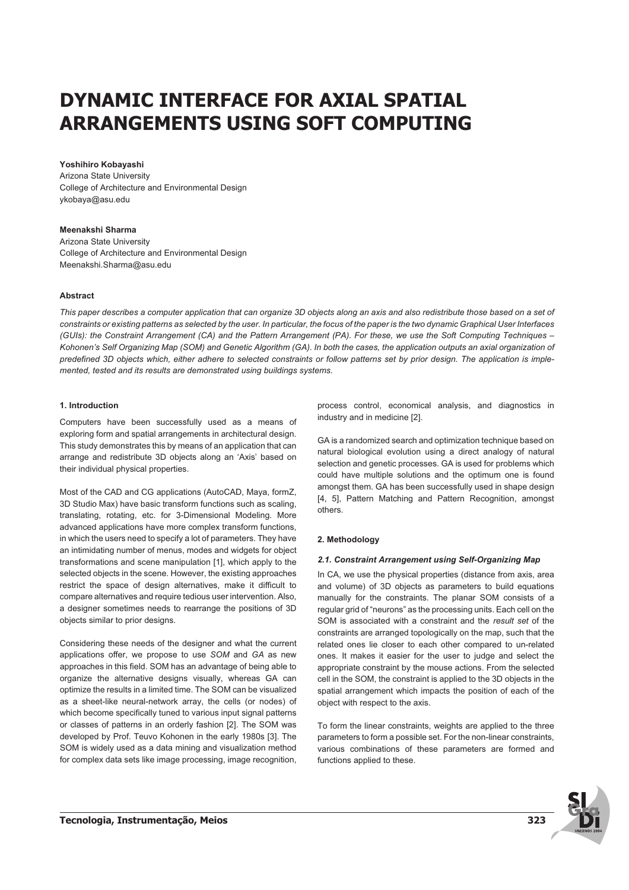# DYNAMIC INTERFACE FOR AXIAL SPATIAL ARRANGEMENTS USING SOFT COMPUTING

**Yoshihiro Kobayashi**
Arizona State University
College of Architecture and Environmental Design
ykobaya@asu.edu

**Meenakshi Sharma**
Arizona State University
College of Architecture and Environmental Design
Meenakshi.Sharma@asu.edu

**Abstract**

*This paper describes a computer application that can organize 3D objects along an axis and also redistribute those based on a set of constraints or existing patterns as selected by the user. In particular, the focus of the paper is the two dynamic Graphical User Interfaces (GUIs): the Constraint Arrangement (CA) and the Pattern Arrangement (PA). For these, we use the Soft Computing Techniques – Kohonen's Self Organizing Map (SOM) and Genetic Algorithm (GA). In both the cases, the application outputs an axial organization of predefined 3D objects which, either adhere to selected constraints or follow patterns set by prior design. The application is implemented, tested and its results are demonstrated using buildings systems.*

## 1. Introduction

Computers have been successfully used as a means of exploring form and spatial arrangements in architectural design. This study demonstrates this by means of an application that can arrange and redistribute 3D objects along an 'Axis' based on their individual physical properties.

Most of the CAD and CG applications (AutoCAD, Maya, formZ, 3D Studio Max) have basic transform functions such as scaling, translating, rotating, etc. for 3-Dimensional Modeling. More advanced applications have more complex transform functions, in which the users need to specify a lot of parameters. They have an intimidating number of menus, modes and widgets for object transformations and scene manipulation [1], which apply to the selected objects in the scene. However, the existing approaches restrict the space of design alternatives, make it difficult to compare alternatives and require tedious user intervention. Also, a designer sometimes needs to rearrange the positions of 3D objects similar to prior designs.

Considering these needs of the designer and what the current applications offer, we propose to use *SOM* and *GA* as new approaches in this field. SOM has an advantage of being able to organize the alternative designs visually, whereas GA can optimize the results in a limited time. The SOM can be visualized as a sheet-like neural-network array, the cells (or nodes) of which become specifically tuned to various input signal patterns or classes of patterns in an orderly fashion [2]. The SOM was developed by Prof. Teuvo Kohonen in the early 1980s [3]. The SOM is widely used as a data mining and visualization method for complex data sets like image processing, image recognition, process control, economical analysis, and diagnostics in industry and in medicine [2].

GA is a randomized search and optimization technique based on natural biological evolution using a direct analogy of natural selection and genetic processes. GA is used for problems which could have multiple solutions and the optimum one is found amongst them. GA has been successfully used in shape design [4, 5], Pattern Matching and Pattern Recognition, amongst others.

## 2. Methodology

### *2.1. Constraint Arrangement using Self-Organizing Map*

In CA, we use the physical properties (distance from axis, area and volume) of 3D objects as parameters to build equations manually for the constraints. The planar SOM consists of a regular grid of "neurons" as the processing units. Each cell on the SOM is associated with a constraint and the *result set* of the constraints are arranged topologically on the map, such that the related ones lie closer to each other compared to un-related ones. It makes it easier for the user to judge and select the appropriate constraint by the mouse actions. From the selected cell in the SOM, the constraint is applied to the 3D objects in the spatial arrangement which impacts the position of each of the object with respect to the axis.

To form the linear constraints, weights are applied to the three parameters to form a possible set. For the non-linear constraints, various combinations of these parameters are formed and functions applied to these.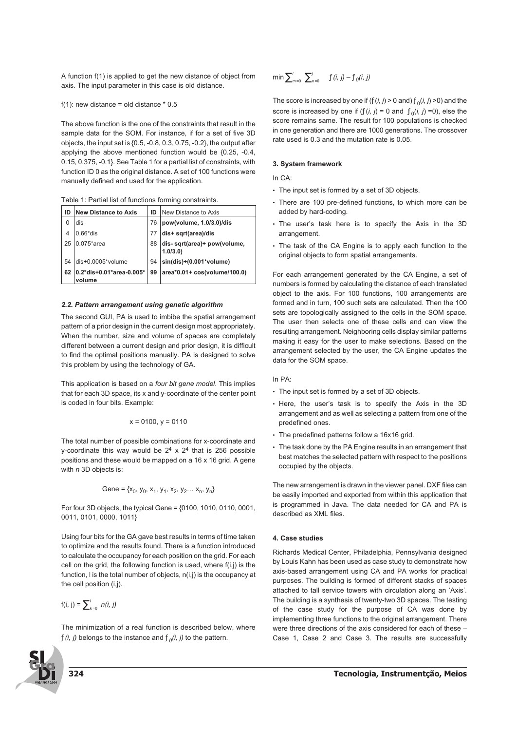A function f(1) is applied to get the new distance of object from axis. The input parameter in this case is old distance.

f(1): new distance = old distance * 0.5

The above function is the one of the constraints that result in the sample data for the SOM. For instance, if for a set of five 3D objects, the input set is {0.5, -0.8, 0.3, 0.75, -0.2}, the output after applying the above mentioned function would be {0.25, -0.4, 0.15, 0.375, -0.1}. See Table 1 for a partial list of constraints, with function ID 0 as the original distance. A set of 100 functions were manually defined and used for the application.

Table 1: Partial list of functions forming constraints.

| ID | New Distance to Axis | ID | New Distance to Axis |
|---|---|---|---|
| 0 | dis | 76 | **pow(volume, 1.0/3.0)/dis** |
| 4 | 0.66*dis | 77 | **dis+ sqrt(area)/dis** |
| 25 | 0.075*area | 88 | **dis- sqrt(area)+ pow(volume, 1.0/3.0)** |
| 54 | dis+0.0005*volume | 94 | **sin(dis)+(0.001*volume)** |
| **62** | **0.2*dis+0.01*area-0.005* volume** | **99** | **area*0.01+ cos(volume/100.0)** |

### *2.2. Pattern arrangement using genetic algorithm*

The second GUI, PA is used to imbibe the spatial arrangement pattern of a prior design in the current design most appropriately. When the number, size and volume of spaces are completely different between a current design and prior design, it is difficult to find the optimal positions manually. PA is designed to solve this problem by using the technology of GA.

This application is based on a *four bit gene model*. This implies that for each 3D space, its x and y-coordinate of the center point is coded in four bits. Example:

x = 0100, y = 0110

The total number of possible combinations for x-coordinate and y-coordinate this way would be $2^4 \times 2^4$ that is 256 possible positions and these would be mapped on a 16 x 16 grid. A gene with *n* 3D objects is:

Gene = $\{x_0, y_0, x_1, y_1, x_2, y_2 \ldots x_n, y_n\}$

For four 3D objects, the typical Gene = {0100, 1010, 0110, 0001, 0011, 0101, 0000, 1011}

Using four bits for the GA gave best results in terms of time taken to optimize and the results found. There is a function introduced to calculate the occupancy for each position on the grid. For each cell on the grid, the following function is used, where f(i,j) is the function, l is the total number of objects, n(i,j) is the occupancy at the cell position (i,j).

$$f(i, j) = \sum_{k=0}^{l} n(i, j)$$

The minimization of a real function is described below, where $f(i, j)$ belongs to the instance and $f_0(i, j)$ to the pattern.

$$\min \sum_{m=0}^{i} \sum_{n=0}^{j} f(i, j) - f_0(i, j)$$

The score is increased by one if ($f(i, j) > 0$ and) $f_0(i, j) > 0$) and the score is increased by one if ($f(i, j) = 0$ and $f_0(i, j) = 0$), else the score remains same. The result for 100 populations is checked in one generation and there are 1000 generations. The crossover rate used is 0.3 and the mutation rate is 0.05.

### 3. System framework

In CA:

- The input set is formed by a set of 3D objects.
- There are 100 pre-defined functions, to which more can be added by hard-coding.
- The user's task here is to specify the Axis in the 3D arrangement.
- The task of the CA Engine is to apply each function to the original objects to form spatial arrangements.

For each arrangement generated by the CA Engine, a set of numbers is formed by calculating the distance of each translated object to the axis. For 100 functions, 100 arrangements are formed and in turn, 100 such sets are calculated. Then the 100 sets are topologically assigned to the cells in the SOM space. The user then selects one of these cells and can view the resulting arrangement. Neighboring cells display similar patterns making it easy for the user to make selections. Based on the arrangement selected by the user, the CA Engine updates the data for the SOM space.

In PA:

- The input set is formed by a set of 3D objects.
- Here, the user's task is to specify the Axis in the 3D arrangement and as well as selecting a pattern from one of the predefined ones.
- The predefined patterns follow a 16x16 grid.
- The task done by the PA Engine results in an arrangement that best matches the selected pattern with respect to the positions occupied by the objects.

The new arrangement is drawn in the viewer panel. DXF files can be easily imported and exported from within this application that is programmed in Java. The data needed for CA and PA is described as XML files.

### 4. Case studies

Richards Medical Center, Philadelphia, Pennsylvania designed by Louis Kahn has been used as case study to demonstrate how axis-based arrangement using CA and PA works for practical purposes. The building is formed of different stacks of spaces attached to tall service towers with circulation along an 'Axis'. The building is a synthesis of twenty-two 3D spaces. The testing of the case study for the purpose of CA was done by implementing three functions to the original arrangement. There were three directions of the axis considered for each of these – Case 1, Case 2 and Case 3. The results are successfully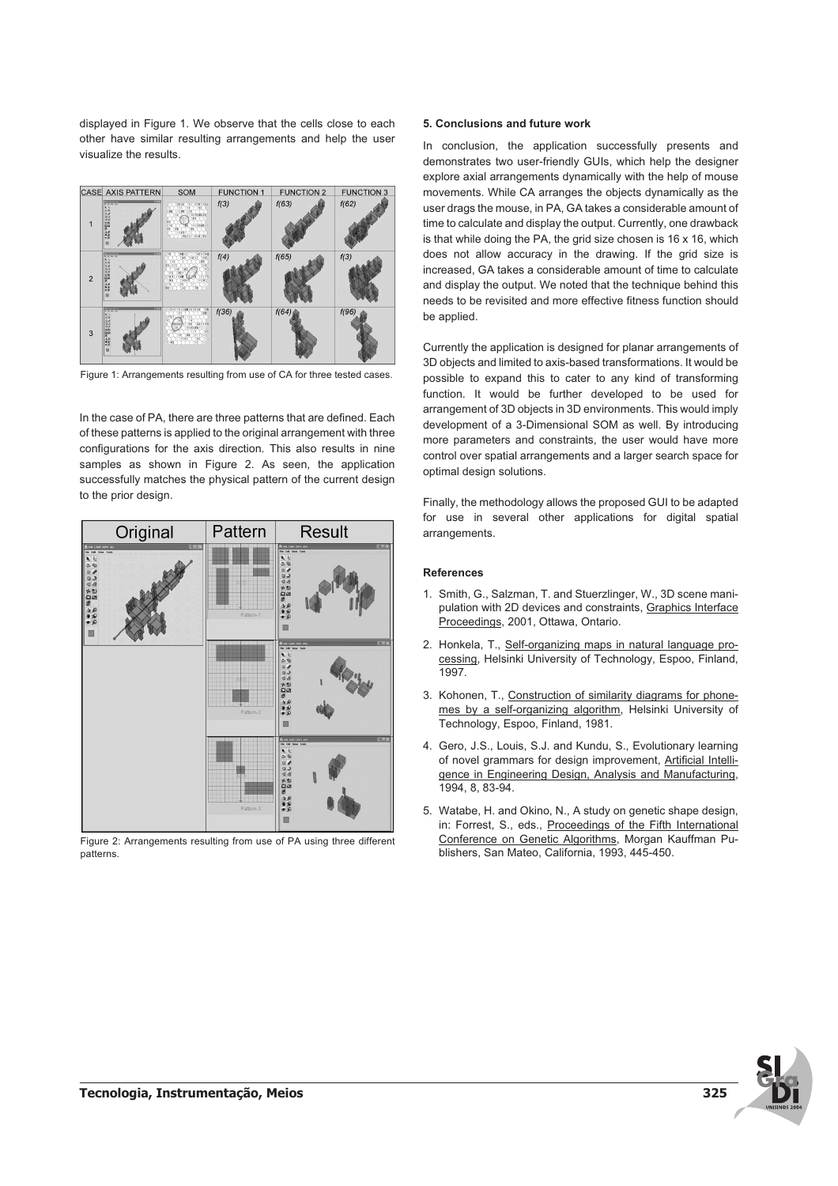displayed in Figure 1. We observe that the cells close to each other have similar resulting arrangements and help the user visualize the results.

CASE AXIS PATTERN SOM FUNCTION 1 FUNCTION 2 FUNCTION 3

1 f(3) f(63) f(62)

2 f(4) f(65) f(3)

3 f(36) f(64) f(96)

Figure 1: Arrangements resulting from use of CA for three tested cases.

In the case of PA, there are three patterns that are defined. Each of these patterns is applied to the original arrangement with three configurations for the axis direction. This also results in nine samples as shown in Figure 2. As seen, the application successfully matches the physical pattern of the current design to the prior design.

Original Pattern Result

Pattern-1

Pattern-2

Pattern-3

Figure 2: Arrangements resulting from use of PA using three different patterns.

### 5. Conclusions and future work

In conclusion, the application successfully presents and demonstrates two user-friendly GUIs, which help the designer explore axial arrangements dynamically with the help of mouse movements. While CA arranges the objects dynamically as the user drags the mouse, in PA, GA takes a considerable amount of time to calculate and display the output. Currently, one drawback is that while doing the PA, the grid size chosen is 16 x 16, which does not allow accuracy in the drawing. If the grid size is increased, GA takes a considerable amount of time to calculate and display the output. We noted that the technique behind this needs to be revisited and more effective fitness function should be applied.

Currently the application is designed for planar arrangements of 3D objects and limited to axis-based transformations. It would be possible to expand this to cater to any kind of transforming function. It would be further developed to be used for arrangement of 3D objects in 3D environments. This would imply development of a 3-Dimensional SOM as well. By introducing more parameters and constraints, the user would have more control over spatial arrangements and a larger search space for optimal design solutions.

Finally, the methodology allows the proposed GUI to be adapted for use in several other applications for digital spatial arrangements.

### References

1. Smith, G., Salzman, T. and Stuerzlinger, W., 3D scene manipulation with 2D devices and constraints, Graphics Interface Proceedings, 2001, Ottawa, Ontario.
2. Honkela, T., Self-organizing maps in natural language processing, Helsinki University of Technology, Espoo, Finland, 1997.
3. Kohonen, T., Construction of similarity diagrams for phonemes by a self-organizing algorithm, Helsinki University of Technology, Espoo, Finland, 1981.
4. Gero, J.S., Louis, S.J. and Kundu, S., Evolutionary learning of novel grammars for design improvement, Artificial Intelligence in Engineering Design, Analysis and Manufacturing, 1994, 8, 83-94.
5. Watabe, H. and Okino, N., A study on genetic shape design, in: Forrest, S., eds., Proceedings of the Fifth International Conference on Genetic Algorithms, Morgan Kauffman Publishers, San Mateo, California, 1993, 445-450.